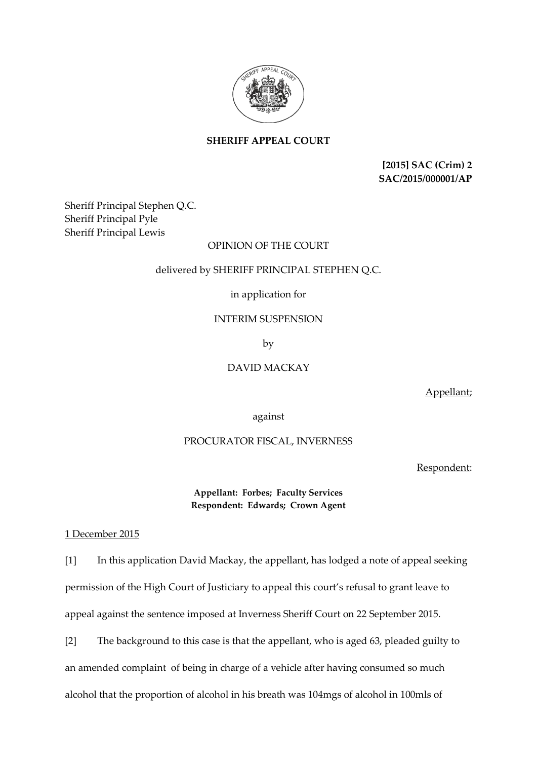**SHERIFF APPEAL COURT**

**[2015] SAC (Crim) 2**
**SAC/2015/000001/AP**

Sheriff Principal Stephen Q.C.
Sheriff Principal Pyle
Sheriff Principal Lewis

OPINION OF THE COURT

delivered by SHERIFF PRINCIPAL STEPHEN Q.C.

in application for

INTERIM SUSPENSION

by

DAVID MACKAY

Appellant;

against

PROCURATOR FISCAL, INVERNESS

Respondent:

**Appellant: Forbes; Faculty Services**
**Respondent: Edwards; Crown Agent**

1 December 2015

[1] In this application David Mackay, the appellant, has lodged a note of appeal seeking permission of the High Court of Justiciary to appeal this court's refusal to grant leave to appeal against the sentence imposed at Inverness Sheriff Court on 22 September 2015.

[2] The background to this case is that the appellant, who is aged 63, pleaded guilty to an amended complaint of being in charge of a vehicle after having consumed so much alcohol that the proportion of alcohol in his breath was 104mgs of alcohol in 100mls of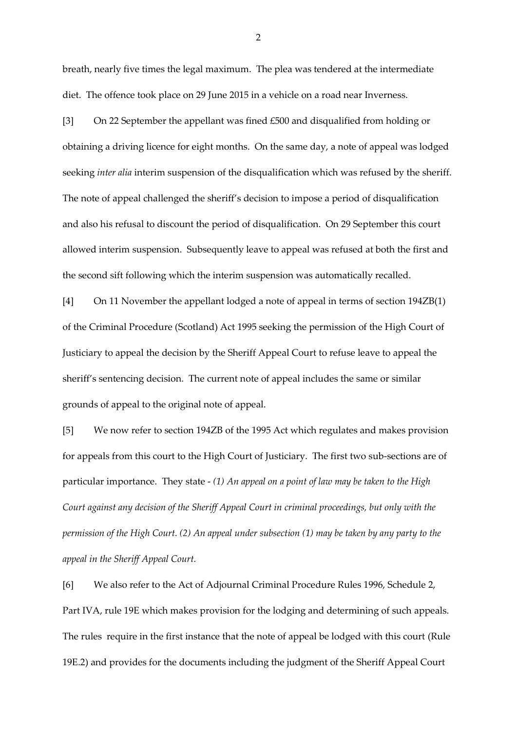breath, nearly five times the legal maximum. The plea was tendered at the intermediate diet. The offence took place on 29 June 2015 in a vehicle on a road near Inverness.

[3] On 22 September the appellant was fined £500 and disqualified from holding or obtaining a driving licence for eight months. On the same day, a note of appeal was lodged seeking *inter alia* interim suspension of the disqualification which was refused by the sheriff. The note of appeal challenged the sheriff's decision to impose a period of disqualification and also his refusal to discount the period of disqualification. On 29 September this court allowed interim suspension. Subsequently leave to appeal was refused at both the first and the second sift following which the interim suspension was automatically recalled.

[4] On 11 November the appellant lodged a note of appeal in terms of section 194ZB(1) of the Criminal Procedure (Scotland) Act 1995 seeking the permission of the High Court of Justiciary to appeal the decision by the Sheriff Appeal Court to refuse leave to appeal the sheriff's sentencing decision. The current note of appeal includes the same or similar grounds of appeal to the original note of appeal.

[5] We now refer to section 194ZB of the 1995 Act which regulates and makes provision for appeals from this court to the High Court of Justiciary. The first two sub-sections are of particular importance. They state - *(1) An appeal on a point of law may be taken to the High Court against any decision of the Sheriff Appeal Court in criminal proceedings, but only with the permission of the High Court. (2) An appeal under subsection (1) may be taken by any party to the appeal in the Sheriff Appeal Court.*

[6] We also refer to the Act of Adjournal Criminal Procedure Rules 1996, Schedule 2, Part IVA, rule 19E which makes provision for the lodging and determining of such appeals. The rules require in the first instance that the note of appeal be lodged with this court (Rule 19E.2) and provides for the documents including the judgment of the Sheriff Appeal Court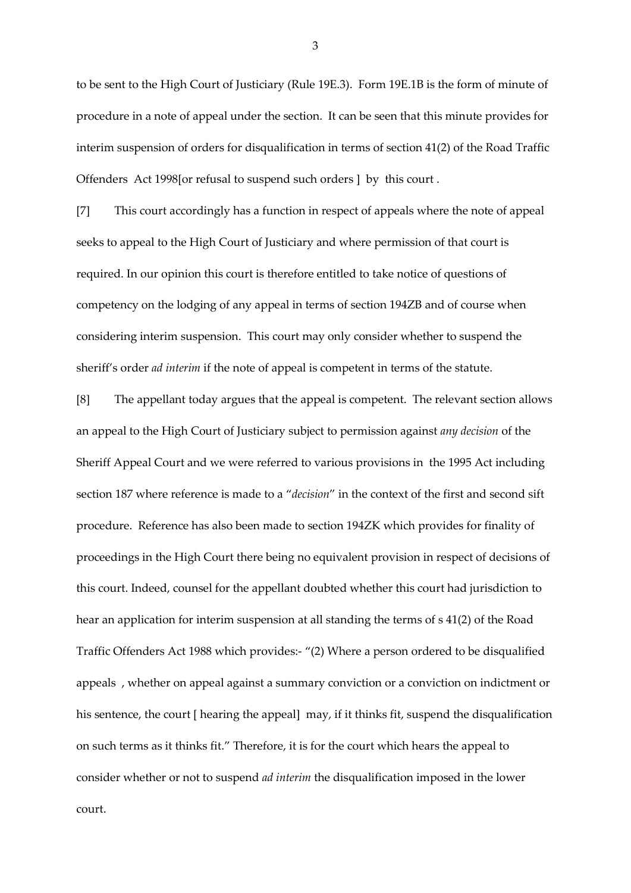to be sent to the High Court of Justiciary (Rule 19E.3). Form 19E.1B is the form of minute of procedure in a note of appeal under the section. It can be seen that this minute provides for interim suspension of orders for disqualification in terms of section 41(2) of the Road Traffic Offenders Act 1998[or refusal to suspend such orders ] by this court .

[7] This court accordingly has a function in respect of appeals where the note of appeal seeks to appeal to the High Court of Justiciary and where permission of that court is required. In our opinion this court is therefore entitled to take notice of questions of competency on the lodging of any appeal in terms of section 194ZB and of course when considering interim suspension. This court may only consider whether to suspend the sheriff's order *ad interim* if the note of appeal is competent in terms of the statute.

[8] The appellant today argues that the appeal is competent. The relevant section allows an appeal to the High Court of Justiciary subject to permission against *any decision* of the Sheriff Appeal Court and we were referred to various provisions in the 1995 Act including section 187 where reference is made to a "*decision*" in the context of the first and second sift procedure. Reference has also been made to section 194ZK which provides for finality of proceedings in the High Court there being no equivalent provision in respect of decisions of this court. Indeed, counsel for the appellant doubted whether this court had jurisdiction to hear an application for interim suspension at all standing the terms of s 41(2) of the Road Traffic Offenders Act 1988 which provides:- "(2) Where a person ordered to be disqualified appeals , whether on appeal against a summary conviction or a conviction on indictment or his sentence, the court [ hearing the appeal] may, if it thinks fit, suspend the disqualification on such terms as it thinks fit." Therefore, it is for the court which hears the appeal to consider whether or not to suspend *ad interim* the disqualification imposed in the lower court.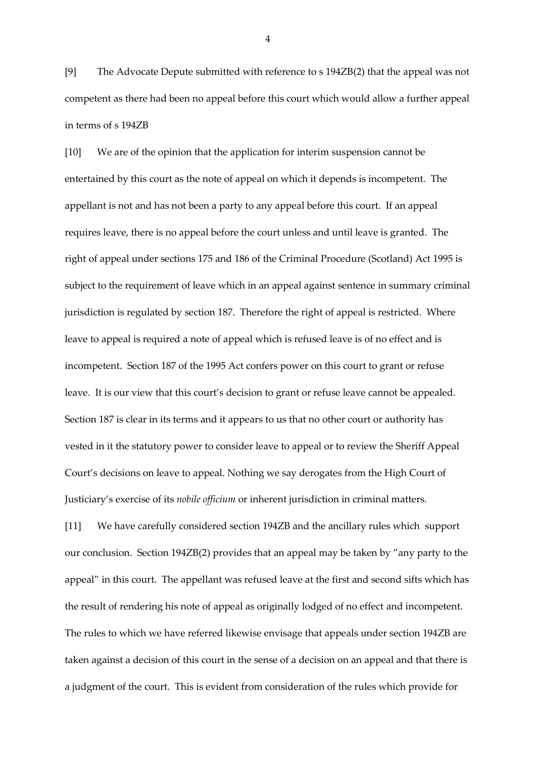[9] The Advocate Depute submitted with reference to s 194ZB(2) that the appeal was not competent as there had been no appeal before this court which would allow a further appeal in terms of s 194ZB

[10] We are of the opinion that the application for interim suspension cannot be entertained by this court as the note of appeal on which it depends is incompetent. The appellant is not and has not been a party to any appeal before this court. If an appeal requires leave, there is no appeal before the court unless and until leave is granted. The right of appeal under sections 175 and 186 of the Criminal Procedure (Scotland) Act 1995 is subject to the requirement of leave which in an appeal against sentence in summary criminal jurisdiction is regulated by section 187. Therefore the right of appeal is restricted. Where leave to appeal is required a note of appeal which is refused leave is of no effect and is incompetent. Section 187 of the 1995 Act confers power on this court to grant or refuse leave. It is our view that this court's decision to grant or refuse leave cannot be appealed. Section 187 is clear in its terms and it appears to us that no other court or authority has vested in it the statutory power to consider leave to appeal or to review the Sheriff Appeal Court's decisions on leave to appeal. Nothing we say derogates from the High Court of Justiciary's exercise of its *nobile officium* or inherent jurisdiction in criminal matters.

[11] We have carefully considered section 194ZB and the ancillary rules which support our conclusion. Section 194ZB(2) provides that an appeal may be taken by "any party to the appeal" in this court. The appellant was refused leave at the first and second sifts which has the result of rendering his note of appeal as originally lodged of no effect and incompetent. The rules to which we have referred likewise envisage that appeals under section 194ZB are taken against a decision of this court in the sense of a decision on an appeal and that there is a judgment of the court. This is evident from consideration of the rules which provide for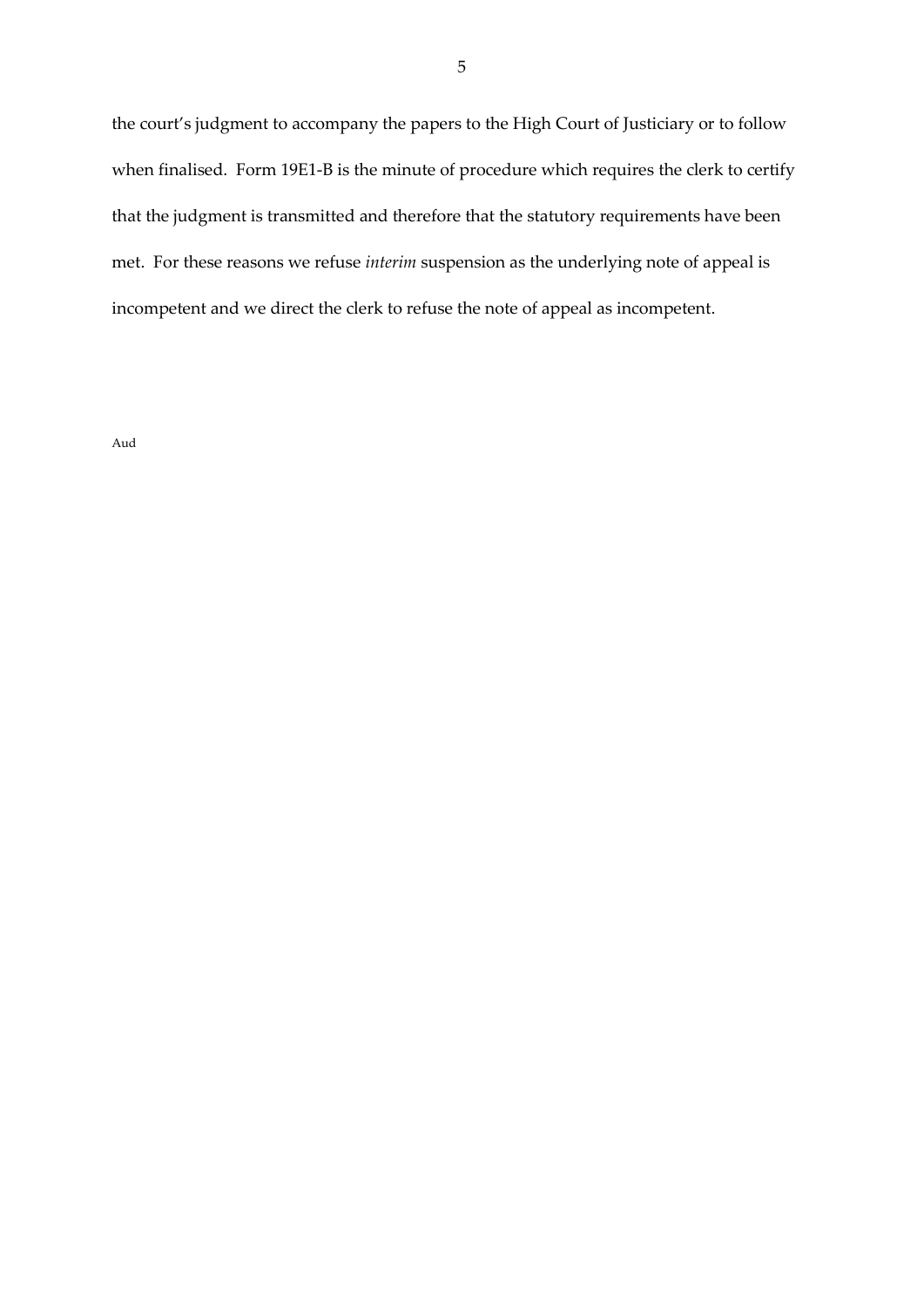the court's judgment to accompany the papers to the High Court of Justiciary or to follow when finalised. Form 19E1-B is the minute of procedure which requires the clerk to certify that the judgment is transmitted and therefore that the statutory requirements have been met. For these reasons we refuse *interim* suspension as the underlying note of appeal is incompetent and we direct the clerk to refuse the note of appeal as incompetent.

Aud